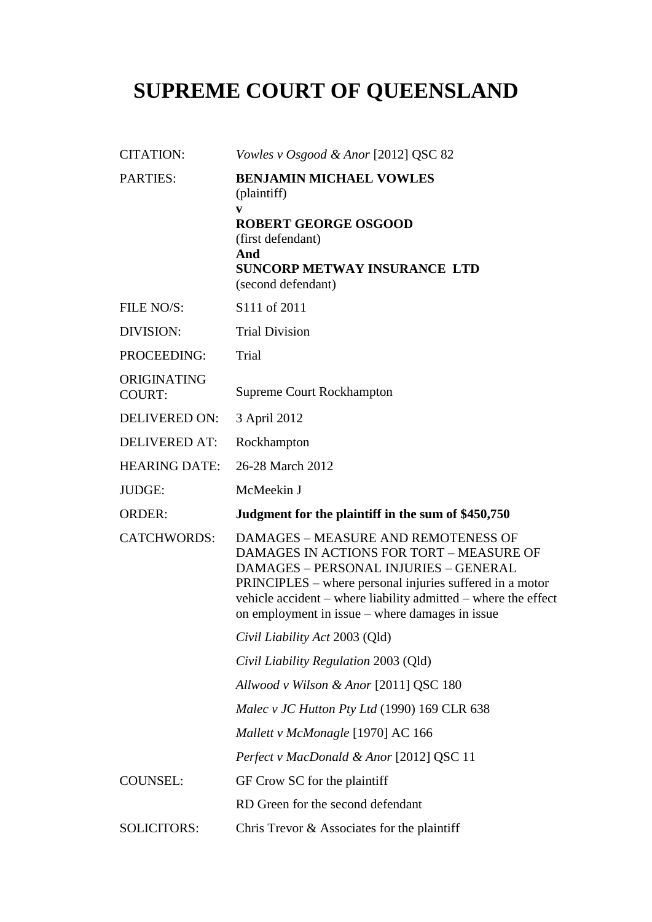# SUPREME COURT OF QUEENSLAND

| | |
|---|---|
| CITATION: | *Vowles v Osgood & Anor* [2012] QSC 82 |
| PARTIES: | **BENJAMIN MICHAEL VOWLES**<br>(plaintiff)<br>**v**<br>**ROBERT GEORGE OSGOOD**<br>(first defendant)<br>**And**<br>**SUNCORP METWAY INSURANCE LTD**<br>(second defendant) |
| FILE NO/S: | S111 of 2011 |
| DIVISION: | Trial Division |
| PROCEEDING: | Trial |
| ORIGINATING COURT: | Supreme Court Rockhampton |
| DELIVERED ON: | 3 April 2012 |
| DELIVERED AT: | Rockhampton |
| HEARING DATE: | 26-28 March 2012 |
| JUDGE: | McMeekin J |
| ORDER: | **Judgment for the plaintiff in the sum of $450,750** |
| CATCHWORDS: | DAMAGES – MEASURE AND REMOTENESS OF DAMAGES IN ACTIONS FOR TORT – MEASURE OF DAMAGES – PERSONAL INJURIES – GENERAL PRINCIPLES – where personal injuries suffered in a motor vehicle accident – where liability admitted – where the effect on employment in issue – where damages in issue<br><br>*Civil Liability Act* 2003 (Qld)<br><br>*Civil Liability Regulation* 2003 (Qld)<br><br>*Allwood v Wilson & Anor* [2011] QSC 180<br><br>*Malec v JC Hutton Pty Ltd* (1990) 169 CLR 638<br><br>*Mallett v McMonagle* [1970] AC 166<br><br>*Perfect v MacDonald & Anor* [2012] QSC 11 |
| COUNSEL: | GF Crow SC for the plaintiff<br><br>RD Green for the second defendant |
| SOLICITORS: | Chris Trevor & Associates for the plaintiff |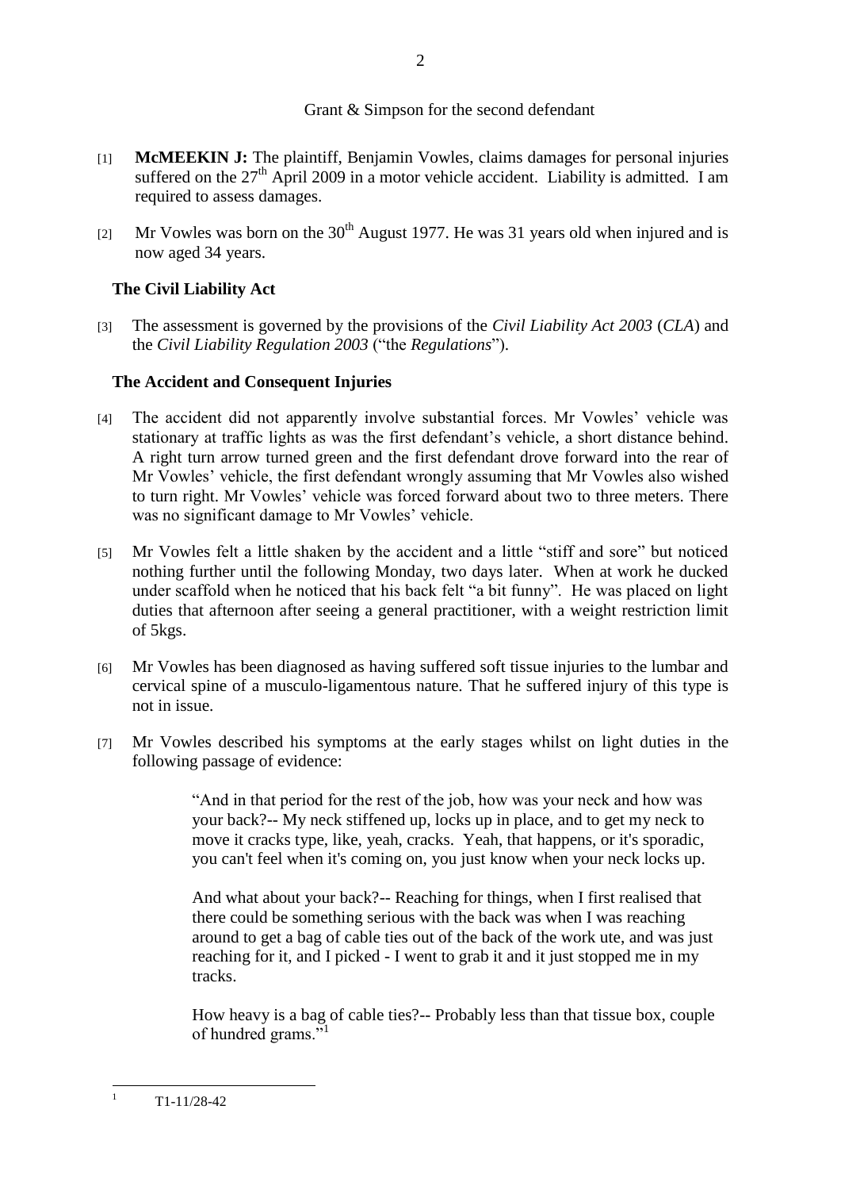Grant & Simpson for the second defendant

[1] **McMEEKIN J:** The plaintiff, Benjamin Vowles, claims damages for personal injuries suffered on the 27th April 2009 in a motor vehicle accident. Liability is admitted. I am required to assess damages.

[2] Mr Vowles was born on the 30th August 1977. He was 31 years old when injured and is now aged 34 years.

## The Civil Liability Act

[3] The assessment is governed by the provisions of the *Civil Liability Act 2003* (*CLA*) and the *Civil Liability Regulation 2003* ("the *Regulations*").

## The Accident and Consequent Injuries

[4] The accident did not apparently involve substantial forces. Mr Vowles' vehicle was stationary at traffic lights as was the first defendant's vehicle, a short distance behind. A right turn arrow turned green and the first defendant drove forward into the rear of Mr Vowles' vehicle, the first defendant wrongly assuming that Mr Vowles also wished to turn right. Mr Vowles' vehicle was forced forward about two to three meters. There was no significant damage to Mr Vowles' vehicle.

[5] Mr Vowles felt a little shaken by the accident and a little "stiff and sore" but noticed nothing further until the following Monday, two days later. When at work he ducked under scaffold when he noticed that his back felt "a bit funny". He was placed on light duties that afternoon after seeing a general practitioner, with a weight restriction limit of 5kgs.

[6] Mr Vowles has been diagnosed as having suffered soft tissue injuries to the lumbar and cervical spine of a musculo-ligamentous nature. That he suffered injury of this type is not in issue.

[7] Mr Vowles described his symptoms at the early stages whilst on light duties in the following passage of evidence:

> "And in that period for the rest of the job, how was your neck and how was your back?-- My neck stiffened up, locks up in place, and to get my neck to move it cracks type, like, yeah, cracks. Yeah, that happens, or it's sporadic, you can't feel when it's coming on, you just know when your neck locks up.
>
> And what about your back?-- Reaching for things, when I first realised that there could be something serious with the back was when I was reaching around to get a bag of cable ties out of the back of the work ute, and was just reaching for it, and I picked - I went to grab it and it just stopped me in my tracks.
>
> How heavy is a bag of cable ties?-- Probably less than that tissue box, couple of hundred grams."[1]

[1] T1-11/28-42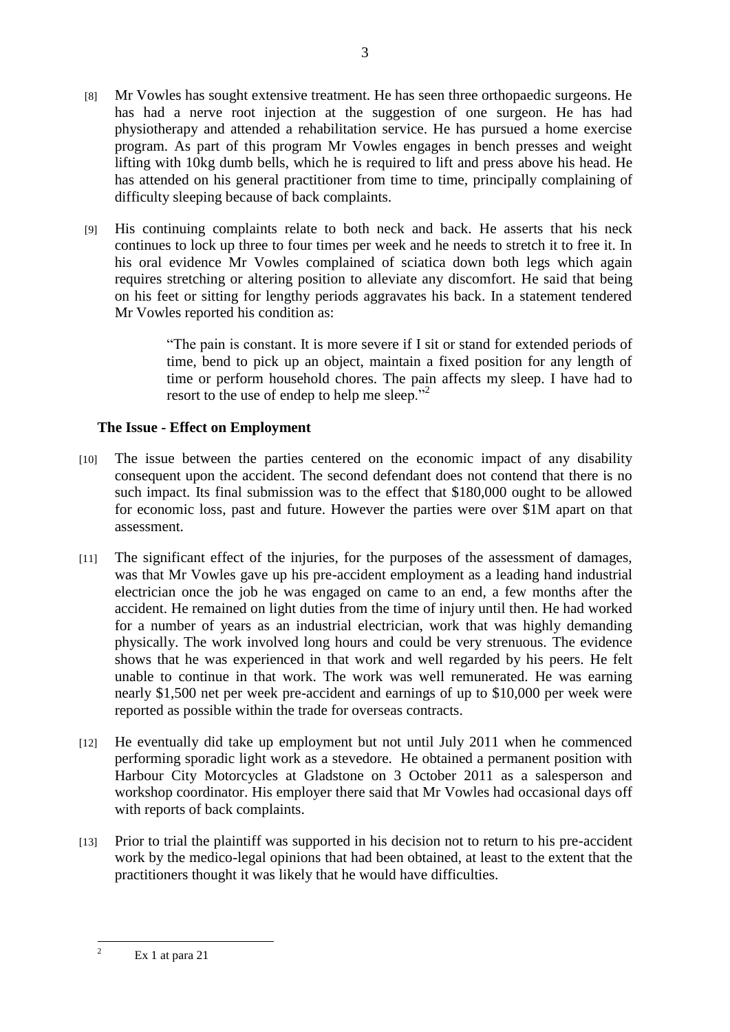[8] Mr Vowles has sought extensive treatment. He has seen three orthopaedic surgeons. He has had a nerve root injection at the suggestion of one surgeon. He has had physiotherapy and attended a rehabilitation service. He has pursued a home exercise program. As part of this program Mr Vowles engages in bench presses and weight lifting with 10kg dumb bells, which he is required to lift and press above his head. He has attended on his general practitioner from time to time, principally complaining of difficulty sleeping because of back complaints.

[9] His continuing complaints relate to both neck and back. He asserts that his neck continues to lock up three to four times per week and he needs to stretch it to free it. In his oral evidence Mr Vowles complained of sciatica down both legs which again requires stretching or altering position to alleviate any discomfort. He said that being on his feet or sitting for lengthy periods aggravates his back. In a statement tendered Mr Vowles reported his condition as:

> "The pain is constant. It is more severe if I sit or stand for extended periods of time, bend to pick up an object, maintain a fixed position for any length of time or perform household chores. The pain affects my sleep. I have had to resort to the use of endep to help me sleep."[2]

**The Issue - Effect on Employment**

[10] The issue between the parties centered on the economic impact of any disability consequent upon the accident. The second defendant does not contend that there is no such impact. Its final submission was to the effect that $180,000 ought to be allowed for economic loss, past and future. However the parties were over $1M apart on that assessment.

[11] The significant effect of the injuries, for the purposes of the assessment of damages, was that Mr Vowles gave up his pre-accident employment as a leading hand industrial electrician once the job he was engaged on came to an end, a few months after the accident. He remained on light duties from the time of injury until then. He had worked for a number of years as an industrial electrician, work that was highly demanding physically. The work involved long hours and could be very strenuous. The evidence shows that he was experienced in that work and well regarded by his peers. He felt unable to continue in that work. The work was well remunerated. He was earning nearly $1,500 net per week pre-accident and earnings of up to $10,000 per week were reported as possible within the trade for overseas contracts.

[12] He eventually did take up employment but not until July 2011 when he commenced performing sporadic light work as a stevedore. He obtained a permanent position with Harbour City Motorcycles at Gladstone on 3 October 2011 as a salesperson and workshop coordinator. His employer there said that Mr Vowles had occasional days off with reports of back complaints.

[13] Prior to trial the plaintiff was supported in his decision not to return to his pre-accident work by the medico-legal opinions that had been obtained, at least to the extent that the practitioners thought it was likely that he would have difficulties.

---

[2] Ex 1 at para 21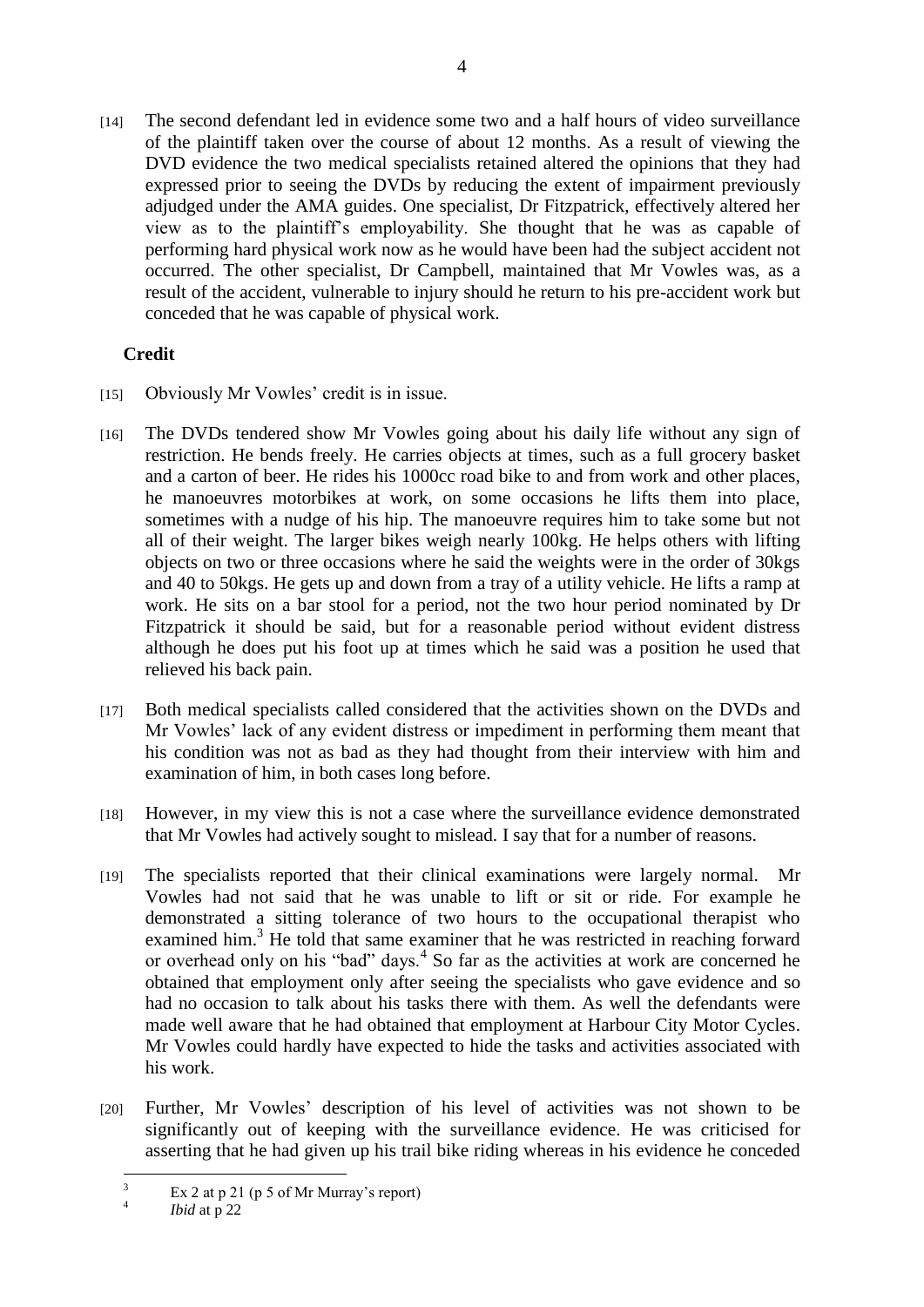[14] The second defendant led in evidence some two and a half hours of video surveillance of the plaintiff taken over the course of about 12 months. As a result of viewing the DVD evidence the two medical specialists retained altered the opinions that they had expressed prior to seeing the DVDs by reducing the extent of impairment previously adjudged under the AMA guides. One specialist, Dr Fitzpatrick, effectively altered her view as to the plaintiff's employability. She thought that he was as capable of performing hard physical work now as he would have been had the subject accident not occurred. The other specialist, Dr Campbell, maintained that Mr Vowles was, as a result of the accident, vulnerable to injury should he return to his pre-accident work but conceded that he was capable of physical work.

## Credit

[15] Obviously Mr Vowles' credit is in issue.

[16] The DVDs tendered show Mr Vowles going about his daily life without any sign of restriction. He bends freely. He carries objects at times, such as a full grocery basket and a carton of beer. He rides his 1000cc road bike to and from work and other places, he manoeuvres motorbikes at work, on some occasions he lifts them into place, sometimes with a nudge of his hip. The manoeuvre requires him to take some but not all of their weight. The larger bikes weigh nearly 100kg. He helps others with lifting objects on two or three occasions where he said the weights were in the order of 30kgs and 40 to 50kgs. He gets up and down from a tray of a utility vehicle. He lifts a ramp at work. He sits on a bar stool for a period, not the two hour period nominated by Dr Fitzpatrick it should be said, but for a reasonable period without evident distress although he does put his foot up at times which he said was a position he used that relieved his back pain.

[17] Both medical specialists called considered that the activities shown on the DVDs and Mr Vowles' lack of any evident distress or impediment in performing them meant that his condition was not as bad as they had thought from their interview with him and examination of him, in both cases long before.

[18] However, in my view this is not a case where the surveillance evidence demonstrated that Mr Vowles had actively sought to mislead. I say that for a number of reasons.

[19] The specialists reported that their clinical examinations were largely normal. Mr Vowles had not said that he was unable to lift or sit or ride. For example he demonstrated a sitting tolerance of two hours to the occupational therapist who examined him.[3] He told that same examiner that he was restricted in reaching forward or overhead only on his "bad" days.[4] So far as the activities at work are concerned he obtained that employment only after seeing the specialists who gave evidence and so had no occasion to talk about his tasks there with them. As well the defendants were made well aware that he had obtained that employment at Harbour City Motor Cycles. Mr Vowles could hardly have expected to hide the tasks and activities associated with his work.

[20] Further, Mr Vowles' description of his level of activities was not shown to be significantly out of keeping with the surveillance evidence. He was criticised for asserting that he had given up his trail bike riding whereas in his evidence he conceded

---

[3] Ex 2 at p 21 (p 5 of Mr Murray's report)

[4] *Ibid* at p 22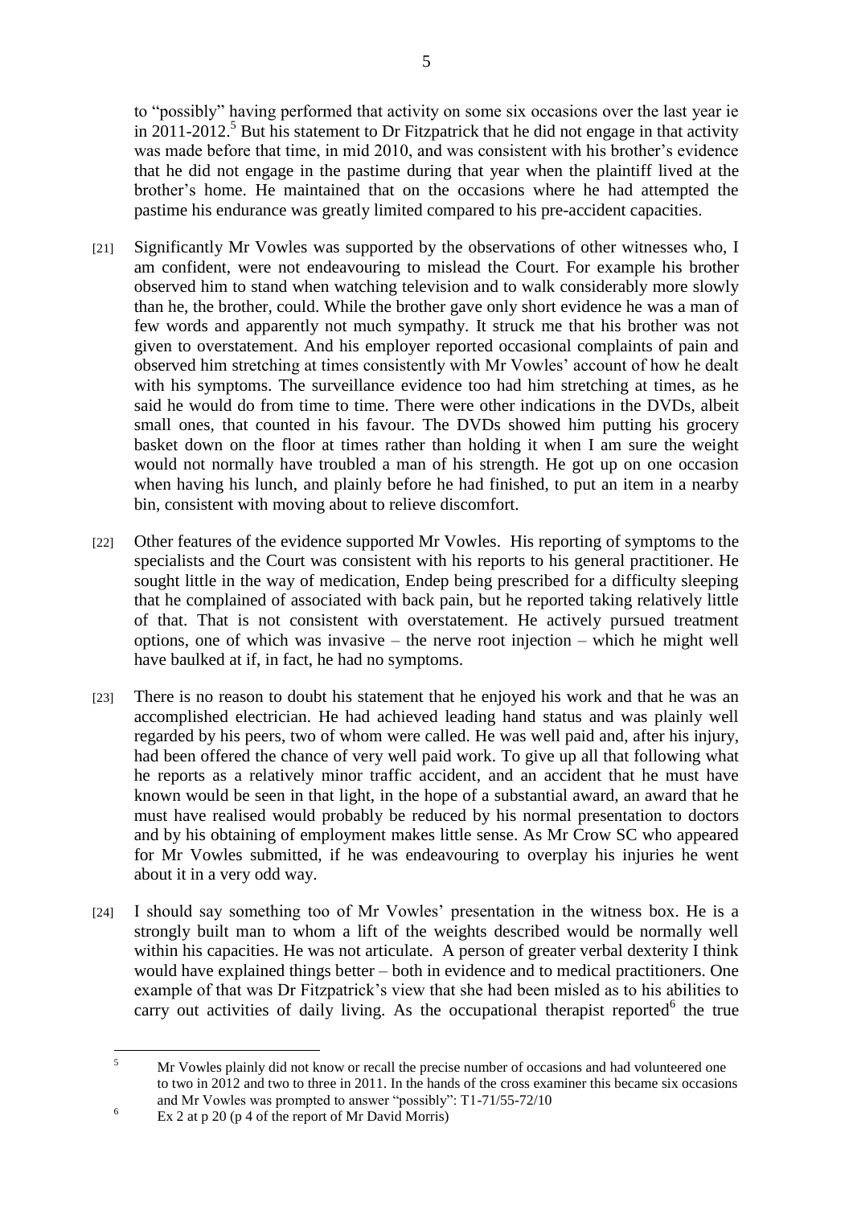to "possibly" having performed that activity on some six occasions over the last year ie in 2011-2012.[5] But his statement to Dr Fitzpatrick that he did not engage in that activity was made before that time, in mid 2010, and was consistent with his brother's evidence that he did not engage in the pastime during that year when the plaintiff lived at the brother's home. He maintained that on the occasions where he had attempted the pastime his endurance was greatly limited compared to his pre-accident capacities.

[21] Significantly Mr Vowles was supported by the observations of other witnesses who, I am confident, were not endeavouring to mislead the Court. For example his brother observed him to stand when watching television and to walk considerably more slowly than he, the brother, could. While the brother gave only short evidence he was a man of few words and apparently not much sympathy. It struck me that his brother was not given to overstatement. And his employer reported occasional complaints of pain and observed him stretching at times consistently with Mr Vowles' account of how he dealt with his symptoms. The surveillance evidence too had him stretching at times, as he said he would do from time to time. There were other indications in the DVDs, albeit small ones, that counted in his favour. The DVDs showed him putting his grocery basket down on the floor at times rather than holding it when I am sure the weight would not normally have troubled a man of his strength. He got up on one occasion when having his lunch, and plainly before he had finished, to put an item in a nearby bin, consistent with moving about to relieve discomfort.

[22] Other features of the evidence supported Mr Vowles. His reporting of symptoms to the specialists and the Court was consistent with his reports to his general practitioner. He sought little in the way of medication, Endep being prescribed for a difficulty sleeping that he complained of associated with back pain, but he reported taking relatively little of that. That is not consistent with overstatement. He actively pursued treatment options, one of which was invasive – the nerve root injection – which he might well have baulked at if, in fact, he had no symptoms.

[23] There is no reason to doubt his statement that he enjoyed his work and that he was an accomplished electrician. He had achieved leading hand status and was plainly well regarded by his peers, two of whom were called. He was well paid and, after his injury, had been offered the chance of very well paid work. To give up all that following what he reports as a relatively minor traffic accident, and an accident that he must have known would be seen in that light, in the hope of a substantial award, an award that he must have realised would probably be reduced by his normal presentation to doctors and by his obtaining of employment makes little sense. As Mr Crow SC who appeared for Mr Vowles submitted, if he was endeavouring to overplay his injuries he went about it in a very odd way.

[24] I should say something too of Mr Vowles' presentation in the witness box. He is a strongly built man to whom a lift of the weights described would be normally well within his capacities. He was not articulate. A person of greater verbal dexterity I think would have explained things better – both in evidence and to medical practitioners. One example of that was Dr Fitzpatrick's view that she had been misled as to his abilities to carry out activities of daily living. As the occupational therapist reported[6] the true

---

[5] Mr Vowles plainly did not know or recall the precise number of occasions and had volunteered one to two in 2012 and two to three in 2011. In the hands of the cross examiner this became six occasions and Mr Vowles was prompted to answer "possibly": T1-71/55-72/10

[6] Ex 2 at p 20 (p 4 of the report of Mr David Morris)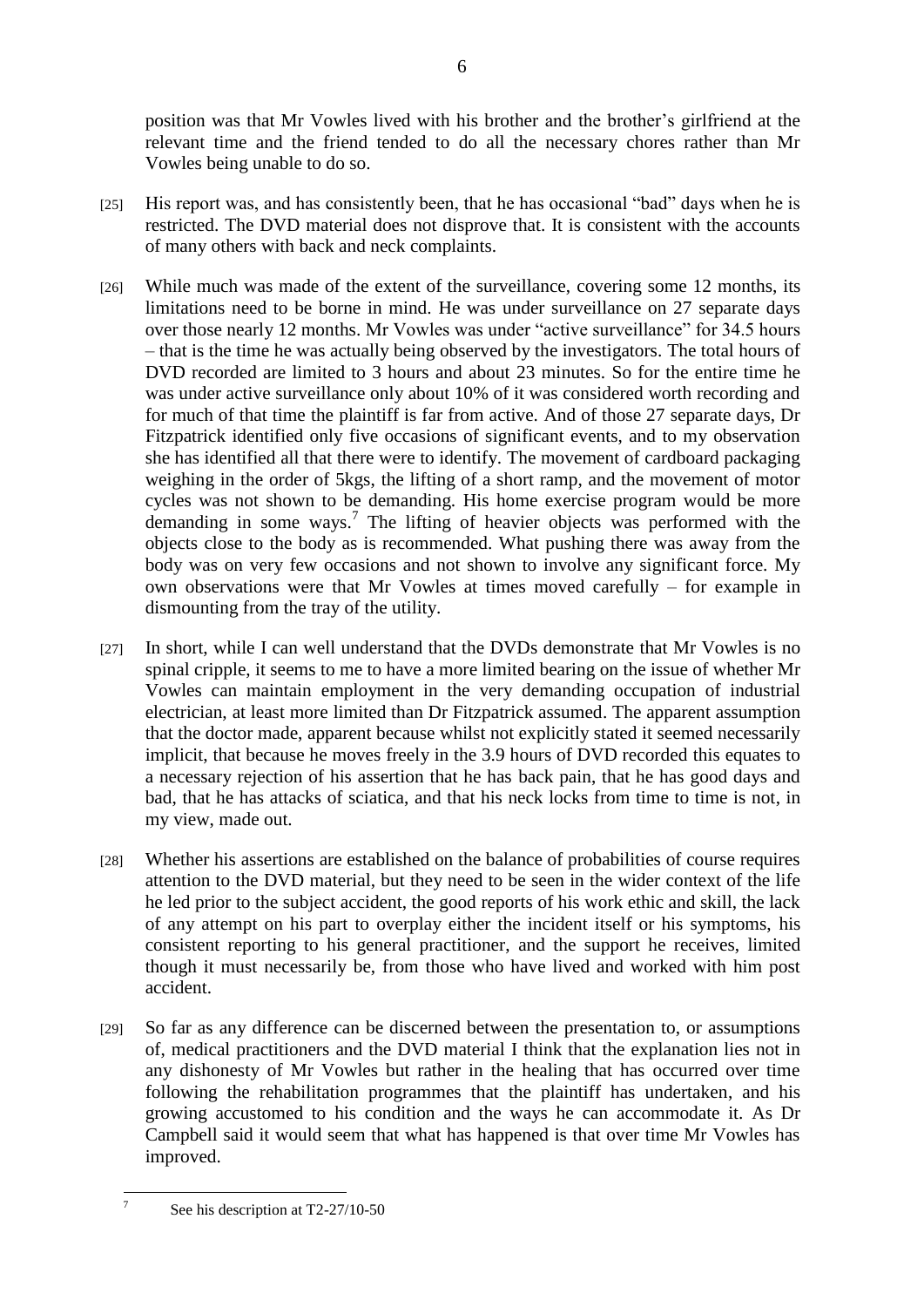position was that Mr Vowles lived with his brother and the brother's girlfriend at the relevant time and the friend tended to do all the necessary chores rather than Mr Vowles being unable to do so.

[25] His report was, and has consistently been, that he has occasional "bad" days when he is restricted. The DVD material does not disprove that. It is consistent with the accounts of many others with back and neck complaints.

[26] While much was made of the extent of the surveillance, covering some 12 months, its limitations need to be borne in mind. He was under surveillance on 27 separate days over those nearly 12 months. Mr Vowles was under "active surveillance" for 34.5 hours – that is the time he was actually being observed by the investigators. The total hours of DVD recorded are limited to 3 hours and about 23 minutes. So for the entire time he was under active surveillance only about 10% of it was considered worth recording and for much of that time the plaintiff is far from active. And of those 27 separate days, Dr Fitzpatrick identified only five occasions of significant events, and to my observation she has identified all that there were to identify. The movement of cardboard packaging weighing in the order of 5kgs, the lifting of a short ramp, and the movement of motor cycles was not shown to be demanding. His home exercise program would be more demanding in some ways.[7] The lifting of heavier objects was performed with the objects close to the body as is recommended. What pushing there was away from the body was on very few occasions and not shown to involve any significant force. My own observations were that Mr Vowles at times moved carefully – for example in dismounting from the tray of the utility.

[27] In short, while I can well understand that the DVDs demonstrate that Mr Vowles is no spinal cripple, it seems to me to have a more limited bearing on the issue of whether Mr Vowles can maintain employment in the very demanding occupation of industrial electrician, at least more limited than Dr Fitzpatrick assumed. The apparent assumption that the doctor made, apparent because whilst not explicitly stated it seemed necessarily implicit, that because he moves freely in the 3.9 hours of DVD recorded this equates to a necessary rejection of his assertion that he has back pain, that he has good days and bad, that he has attacks of sciatica, and that his neck locks from time to time is not, in my view, made out.

[28] Whether his assertions are established on the balance of probabilities of course requires attention to the DVD material, but they need to be seen in the wider context of the life he led prior to the subject accident, the good reports of his work ethic and skill, the lack of any attempt on his part to overplay either the incident itself or his symptoms, his consistent reporting to his general practitioner, and the support he receives, limited though it must necessarily be, from those who have lived and worked with him post accident.

[29] So far as any difference can be discerned between the presentation to, or assumptions of, medical practitioners and the DVD material I think that the explanation lies not in any dishonesty of Mr Vowles but rather in the healing that has occurred over time following the rehabilitation programmes that the plaintiff has undertaken, and his growing accustomed to his condition and the ways he can accommodate it. As Dr Campbell said it would seem that what has happened is that over time Mr Vowles has improved.

---

[7] See his description at T2-27/10-50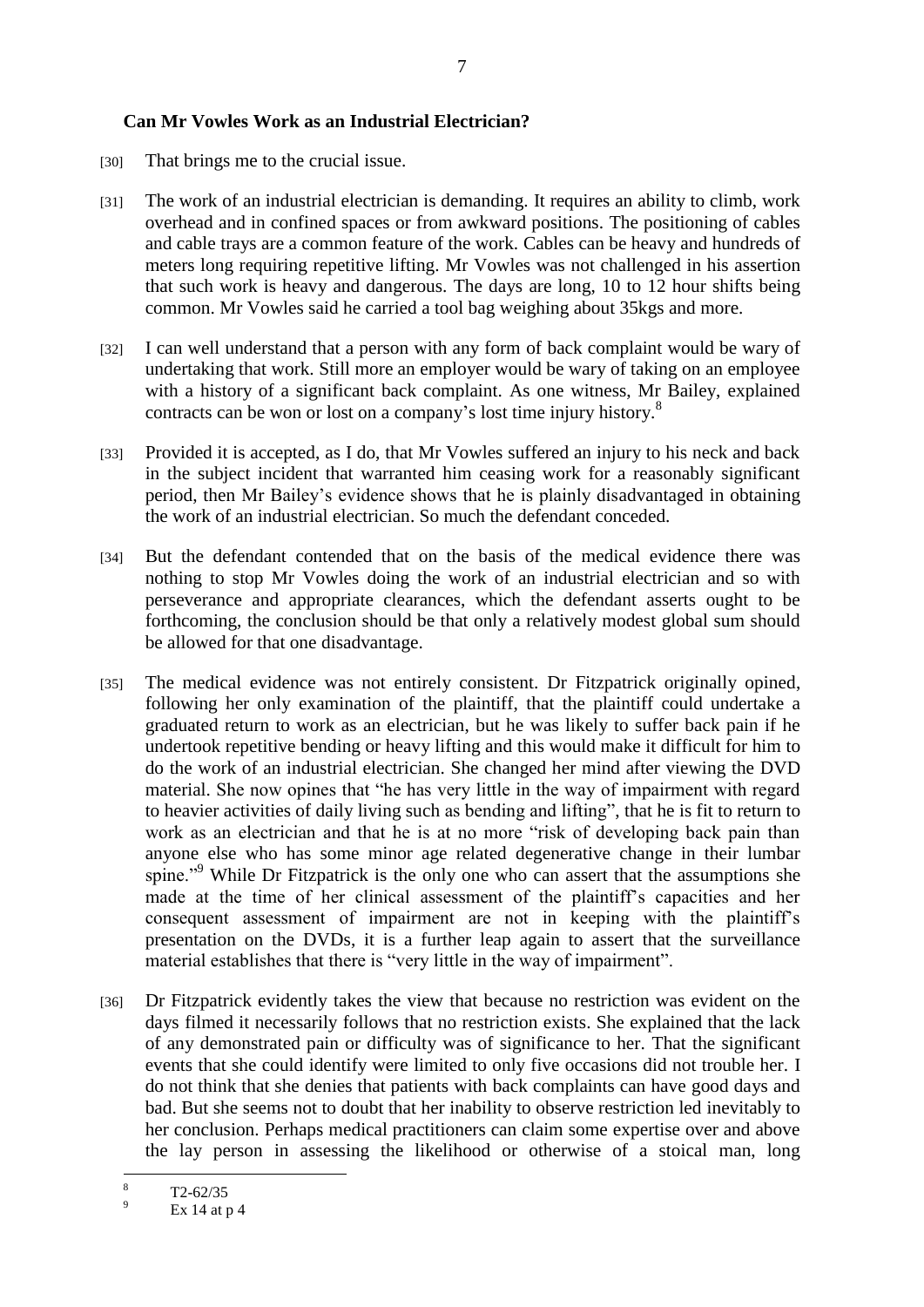**Can Mr Vowles Work as an Industrial Electrician?**

[30] That brings me to the crucial issue.

[31] The work of an industrial electrician is demanding. It requires an ability to climb, work overhead and in confined spaces or from awkward positions. The positioning of cables and cable trays are a common feature of the work. Cables can be heavy and hundreds of meters long requiring repetitive lifting. Mr Vowles was not challenged in his assertion that such work is heavy and dangerous. The days are long, 10 to 12 hour shifts being common. Mr Vowles said he carried a tool bag weighing about 35kgs and more.

[32] I can well understand that a person with any form of back complaint would be wary of undertaking that work. Still more an employer would be wary of taking on an employee with a history of a significant back complaint. As one witness, Mr Bailey, explained contracts can be won or lost on a company's lost time injury history.[8]

[33] Provided it is accepted, as I do, that Mr Vowles suffered an injury to his neck and back in the subject incident that warranted him ceasing work for a reasonably significant period, then Mr Bailey's evidence shows that he is plainly disadvantaged in obtaining the work of an industrial electrician. So much the defendant conceded.

[34] But the defendant contended that on the basis of the medical evidence there was nothing to stop Mr Vowles doing the work of an industrial electrician and so with perseverance and appropriate clearances, which the defendant asserts ought to be forthcoming, the conclusion should be that only a relatively modest global sum should be allowed for that one disadvantage.

[35] The medical evidence was not entirely consistent. Dr Fitzpatrick originally opined, following her only examination of the plaintiff, that the plaintiff could undertake a graduated return to work as an electrician, but he was likely to suffer back pain if he undertook repetitive bending or heavy lifting and this would make it difficult for him to do the work of an industrial electrician. She changed her mind after viewing the DVD material. She now opines that "he has very little in the way of impairment with regard to heavier activities of daily living such as bending and lifting", that he is fit to return to work as an electrician and that he is at no more "risk of developing back pain than anyone else who has some minor age related degenerative change in their lumbar spine."[9] While Dr Fitzpatrick is the only one who can assert that the assumptions she made at the time of her clinical assessment of the plaintiff's capacities and her consequent assessment of impairment are not in keeping with the plaintiff's presentation on the DVDs, it is a further leap again to assert that the surveillance material establishes that there is "very little in the way of impairment".

[36] Dr Fitzpatrick evidently takes the view that because no restriction was evident on the days filmed it necessarily follows that no restriction exists. She explained that the lack of any demonstrated pain or difficulty was of significance to her. That the significant events that she could identify were limited to only five occasions did not trouble her. I do not think that she denies that patients with back complaints can have good days and bad. But she seems not to doubt that her inability to observe restriction led inevitably to her conclusion. Perhaps medical practitioners can claim some expertise over and above the lay person in assessing the likelihood or otherwise of a stoical man, long

---

[8] T2-62/35

[9] Ex 14 at p 4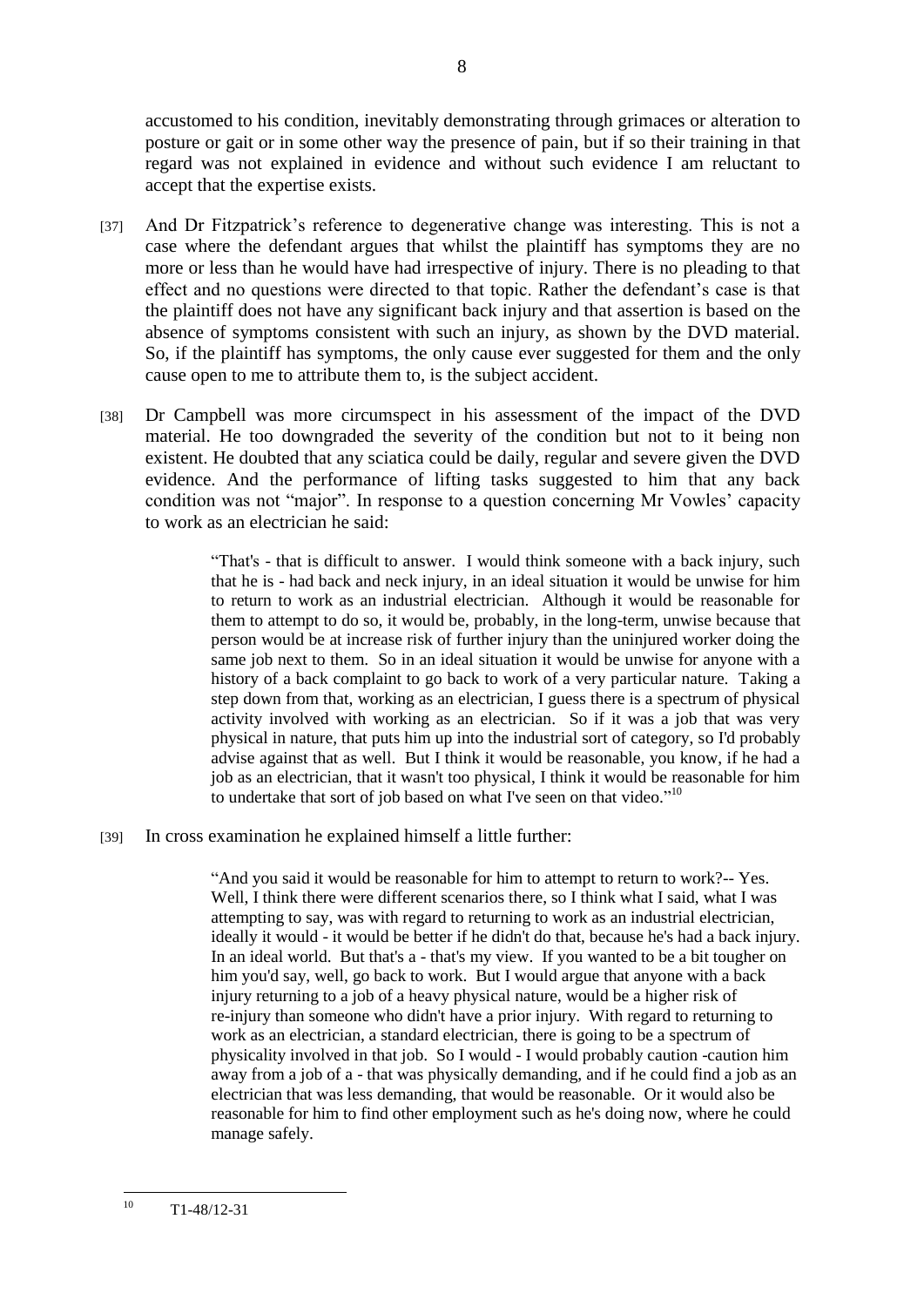accustomed to his condition, inevitably demonstrating through grimaces or alteration to posture or gait or in some other way the presence of pain, but if so their training in that regard was not explained in evidence and without such evidence I am reluctant to accept that the expertise exists.

[37] And Dr Fitzpatrick's reference to degenerative change was interesting. This is not a case where the defendant argues that whilst the plaintiff has symptoms they are no more or less than he would have had irrespective of injury. There is no pleading to that effect and no questions were directed to that topic. Rather the defendant's case is that the plaintiff does not have any significant back injury and that assertion is based on the absence of symptoms consistent with such an injury, as shown by the DVD material. So, if the plaintiff has symptoms, the only cause ever suggested for them and the only cause open to me to attribute them to, is the subject accident.

[38] Dr Campbell was more circumspect in his assessment of the impact of the DVD material. He too downgraded the severity of the condition but not to it being non existent. He doubted that any sciatica could be daily, regular and severe given the DVD evidence. And the performance of lifting tasks suggested to him that any back condition was not "major". In response to a question concerning Mr Vowles' capacity to work as an electrician he said:

> "That's - that is difficult to answer. I would think someone with a back injury, such that he is - had back and neck injury, in an ideal situation it would be unwise for him to return to work as an industrial electrician. Although it would be reasonable for them to attempt to do so, it would be, probably, in the long-term, unwise because that person would be at increase risk of further injury than the uninjured worker doing the same job next to them. So in an ideal situation it would be unwise for anyone with a history of a back complaint to go back to work of a very particular nature. Taking a step down from that, working as an electrician, I guess there is a spectrum of physical activity involved with working as an electrician. So if it was a job that was very physical in nature, that puts him up into the industrial sort of category, so I'd probably advise against that as well. But I think it would be reasonable, you know, if he had a job as an electrician, that it wasn't too physical, I think it would be reasonable for him to undertake that sort of job based on what I've seen on that video."[10]

[39] In cross examination he explained himself a little further:

> "And you said it would be reasonable for him to attempt to return to work?-- Yes. Well, I think there were different scenarios there, so I think what I said, what I was attempting to say, was with regard to returning to work as an industrial electrician, ideally it would - it would be better if he didn't do that, because he's had a back injury. In an ideal world. But that's a - that's my view. If you wanted to be a bit tougher on him you'd say, well, go back to work. But I would argue that anyone with a back injury returning to a job of a heavy physical nature, would be a higher risk of re-injury than someone who didn't have a prior injury. With regard to returning to work as an electrician, a standard electrician, there is going to be a spectrum of physicality involved in that job. So I would - I would probably caution -caution him away from a job of a - that was physically demanding, and if he could find a job as an electrician that was less demanding, that would be reasonable. Or it would also be reasonable for him to find other employment such as he's doing now, where he could manage safely.

---

[10] T1-48/12-31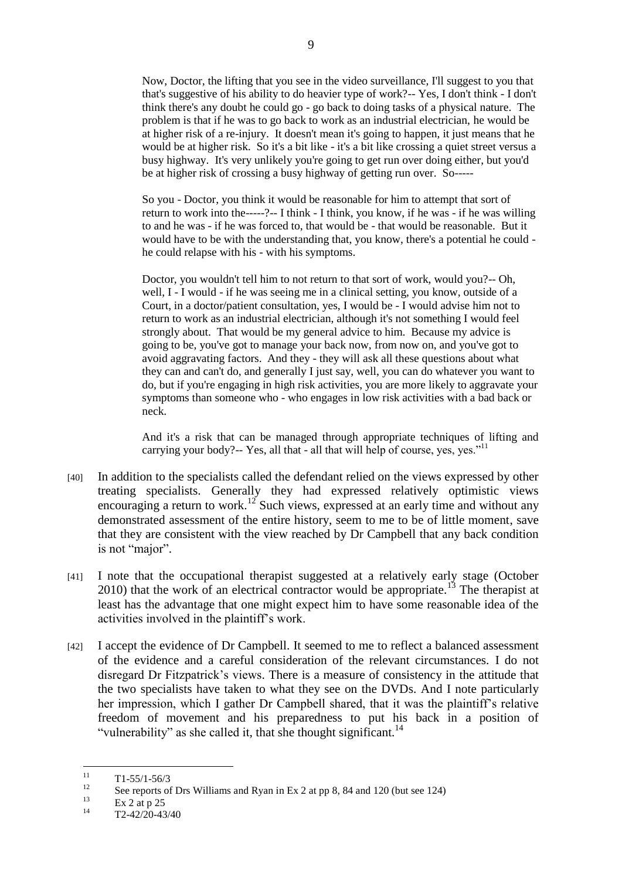Now, Doctor, the lifting that you see in the video surveillance, I'll suggest to you that that's suggestive of his ability to do heavier type of work?-- Yes, I don't think - I don't think there's any doubt he could go - go back to doing tasks of a physical nature. The problem is that if he was to go back to work as an industrial electrician, he would be at higher risk of a re-injury. It doesn't mean it's going to happen, it just means that he would be at higher risk. So it's a bit like - it's a bit like crossing a quiet street versus a busy highway. It's very unlikely you're going to get run over doing either, but you'd be at higher risk of crossing a busy highway of getting run over. So-----

So you - Doctor, you think it would be reasonable for him to attempt that sort of return to work into the-----?-- I think - I think, you know, if he was - if he was willing to and he was - if he was forced to, that would be - that would be reasonable. But it would have to be with the understanding that, you know, there's a potential he could - he could relapse with his - with his symptoms.

Doctor, you wouldn't tell him to not return to that sort of work, would you?-- Oh, well, I - I would - if he was seeing me in a clinical setting, you know, outside of a Court, in a doctor/patient consultation, yes, I would be - I would advise him not to return to work as an industrial electrician, although it's not something I would feel strongly about. That would be my general advice to him. Because my advice is going to be, you've got to manage your back now, from now on, and you've got to avoid aggravating factors. And they - they will ask all these questions about what they can and can't do, and generally I just say, well, you can do whatever you want to do, but if you're engaging in high risk activities, you are more likely to aggravate your symptoms than someone who - who engages in low risk activities with a bad back or neck.

And it's a risk that can be managed through appropriate techniques of lifting and carrying your body?-- Yes, all that - all that will help of course, yes, yes."[11]

[40] In addition to the specialists called the defendant relied on the views expressed by other treating specialists. Generally they had expressed relatively optimistic views encouraging a return to work.[12] Such views, expressed at an early time and without any demonstrated assessment of the entire history, seem to me to be of little moment, save that they are consistent with the view reached by Dr Campbell that any back condition is not "major".

[41] I note that the occupational therapist suggested at a relatively early stage (October 2010) that the work of an electrical contractor would be appropriate.[13] The therapist at least has the advantage that one might expect him to have some reasonable idea of the activities involved in the plaintiff's work.

[42] I accept the evidence of Dr Campbell. It seemed to me to reflect a balanced assessment of the evidence and a careful consideration of the relevant circumstances. I do not disregard Dr Fitzpatrick's views. There is a measure of consistency in the attitude that the two specialists have taken to what they see on the DVDs. And I note particularly her impression, which I gather Dr Campbell shared, that it was the plaintiff's relative freedom of movement and his preparedness to put his back in a position of "vulnerability" as she called it, that she thought significant.[14]

---

[11] T1-55/1-56/3

[12] See reports of Drs Williams and Ryan in Ex 2 at pp 8, 84 and 120 (but see 124)

[13] Ex 2 at p 25

[14] T2-42/20-43/40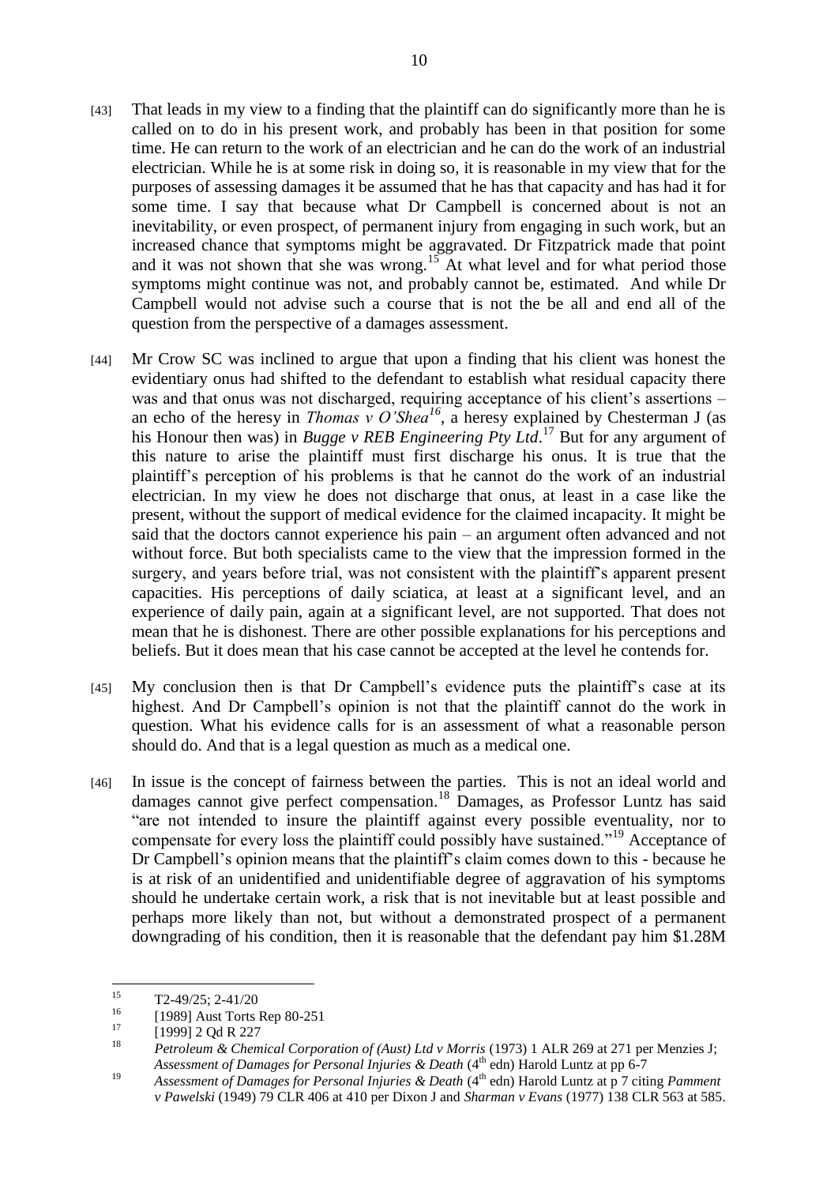[43] That leads in my view to a finding that the plaintiff can do significantly more than he is called on to do in his present work, and probably has been in that position for some time. He can return to the work of an electrician and he can do the work of an industrial electrician. While he is at some risk in doing so, it is reasonable in my view that for the purposes of assessing damages it be assumed that he has that capacity and has had it for some time. I say that because what Dr Campbell is concerned about is not an inevitability, or even prospect, of permanent injury from engaging in such work, but an increased chance that symptoms might be aggravated. Dr Fitzpatrick made that point and it was not shown that she was wrong.[15] At what level and for what period those symptoms might continue was not, and probably cannot be, estimated. And while Dr Campbell would not advise such a course that is not the be all and end all of the question from the perspective of a damages assessment.

[44] Mr Crow SC was inclined to argue that upon a finding that his client was honest the evidentiary onus had shifted to the defendant to establish what residual capacity there was and that onus was not discharged, requiring acceptance of his client's assertions – an echo of the heresy in *Thomas v O'Shea*[16], a heresy explained by Chesterman J (as his Honour then was) in *Bugge v REB Engineering Pty Ltd*.[17] But for any argument of this nature to arise the plaintiff must first discharge his onus. It is true that the plaintiff's perception of his problems is that he cannot do the work of an industrial electrician. In my view he does not discharge that onus, at least in a case like the present, without the support of medical evidence for the claimed incapacity. It might be said that the doctors cannot experience his pain – an argument often advanced and not without force. But both specialists came to the view that the impression formed in the surgery, and years before trial, was not consistent with the plaintiff's apparent present capacities. His perceptions of daily sciatica, at least at a significant level, and an experience of daily pain, again at a significant level, are not supported. That does not mean that he is dishonest. There are other possible explanations for his perceptions and beliefs. But it does mean that his case cannot be accepted at the level he contends for.

[45] My conclusion then is that Dr Campbell's evidence puts the plaintiff's case at its highest. And Dr Campbell's opinion is not that the plaintiff cannot do the work in question. What his evidence calls for is an assessment of what a reasonable person should do. And that is a legal question as much as a medical one.

[46] In issue is the concept of fairness between the parties. This is not an ideal world and damages cannot give perfect compensation.[18] Damages, as Professor Luntz has said "are not intended to insure the plaintiff against every possible eventuality, nor to compensate for every loss the plaintiff could possibly have sustained."[19] Acceptance of Dr Campbell's opinion means that the plaintiff's claim comes down to this - because he is at risk of an unidentified and unidentifiable degree of aggravation of his symptoms should he undertake certain work, a risk that is not inevitable but at least possible and perhaps more likely than not, but without a demonstrated prospect of a permanent downgrading of his condition, then it is reasonable that the defendant pay him $1.28M

---

[15] T2-49/25; 2-41/20

[16] [1989] Aust Torts Rep 80-251

[17] [1999] 2 Qd R 227

[18] *Petroleum & Chemical Corporation of (Aust) Ltd v Morris* (1973) 1 ALR 269 at 271 per Menzies J; *Assessment of Damages for Personal Injuries & Death* (4th edn) Harold Luntz at pp 6-7

[19] *Assessment of Damages for Personal Injuries & Death* (4th edn) Harold Luntz at p 7 citing *Pamment v Pawelski* (1949) 79 CLR 406 at 410 per Dixon J and *Sharman v Evans* (1977) 138 CLR 563 at 585.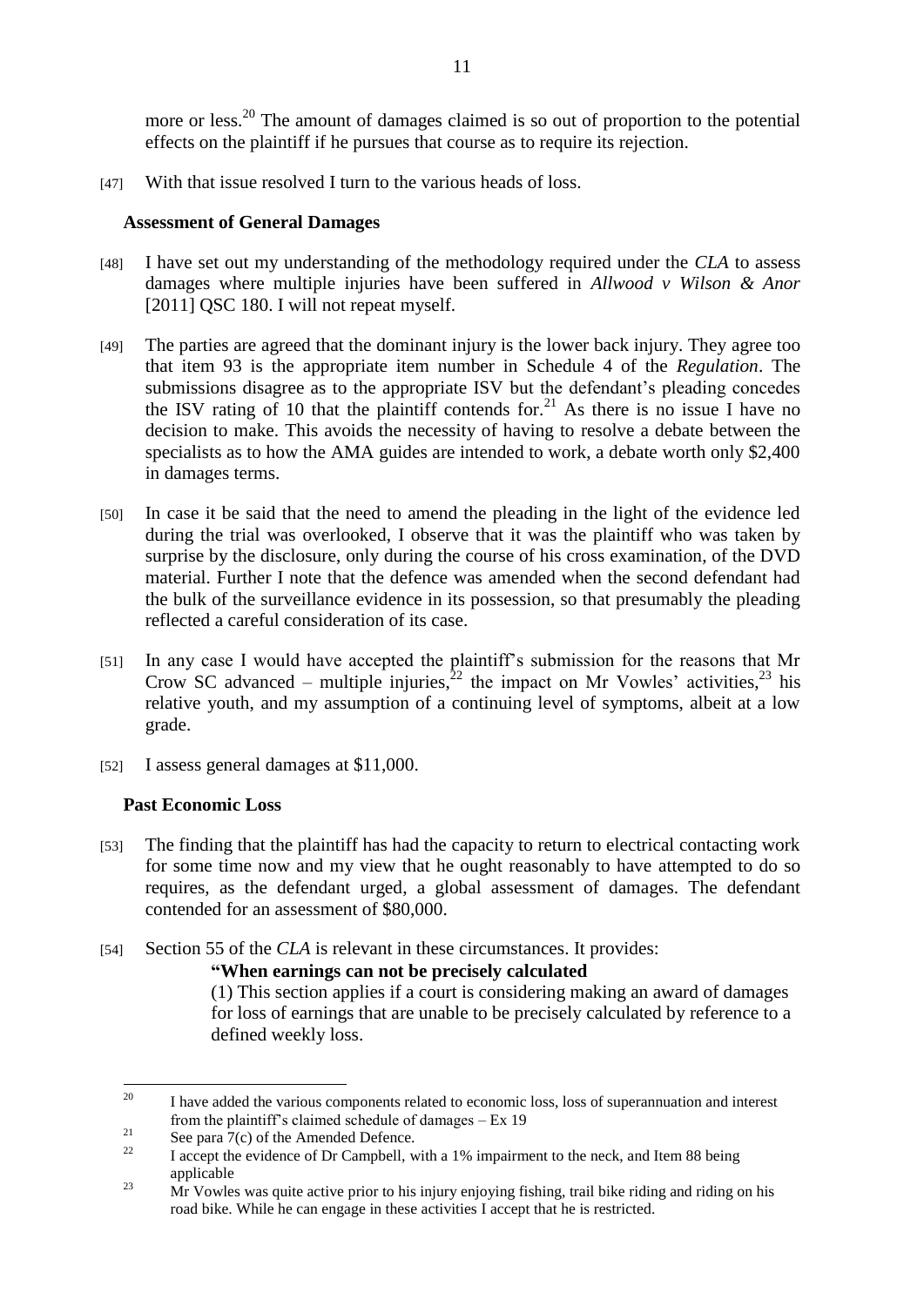more or less.[20] The amount of damages claimed is so out of proportion to the potential effects on the plaintiff if he pursues that course as to require its rejection.

[47] With that issue resolved I turn to the various heads of loss.

### Assessment of General Damages

[48] I have set out my understanding of the methodology required under the *CLA* to assess damages where multiple injuries have been suffered in *Allwood v Wilson & Anor* [2011] QSC 180. I will not repeat myself.

[49] The parties are agreed that the dominant injury is the lower back injury. They agree too that item 93 is the appropriate item number in Schedule 4 of the *Regulation*. The submissions disagree as to the appropriate ISV but the defendant's pleading concedes the ISV rating of 10 that the plaintiff contends for.[21] As there is no issue I have no decision to make. This avoids the necessity of having to resolve a debate between the specialists as to how the AMA guides are intended to work, a debate worth only $2,400 in damages terms.

[50] In case it be said that the need to amend the pleading in the light of the evidence led during the trial was overlooked, I observe that it was the plaintiff who was taken by surprise by the disclosure, only during the course of his cross examination, of the DVD material. Further I note that the defence was amended when the second defendant had the bulk of the surveillance evidence in its possession, so that presumably the pleading reflected a careful consideration of its case.

[51] In any case I would have accepted the plaintiff's submission for the reasons that Mr Crow SC advanced – multiple injuries,[22] the impact on Mr Vowles' activities,[23] his relative youth, and my assumption of a continuing level of symptoms, albeit at a low grade.

[52] I assess general damages at $11,000.

### Past Economic Loss

[53] The finding that the plaintiff has had the capacity to return to electrical contacting work for some time now and my view that he ought reasonably to have attempted to do so requires, as the defendant urged, a global assessment of damages. The defendant contended for an assessment of $80,000.

[54] Section 55 of the *CLA* is relevant in these circumstances. It provides:

> **"When earnings can not be precisely calculated**
>
> (1) This section applies if a court is considering making an award of damages for loss of earnings that are unable to be precisely calculated by reference to a defined weekly loss.

---

[20] I have added the various components related to economic loss, loss of superannuation and interest from the plaintiff's claimed schedule of damages – Ex 19

[21] See para 7(c) of the Amended Defence.

[22] I accept the evidence of Dr Campbell, with a 1% impairment to the neck, and Item 88 being applicable

[23] Mr Vowles was quite active prior to his injury enjoying fishing, trail bike riding and riding on his road bike. While he can engage in these activities I accept that he is restricted.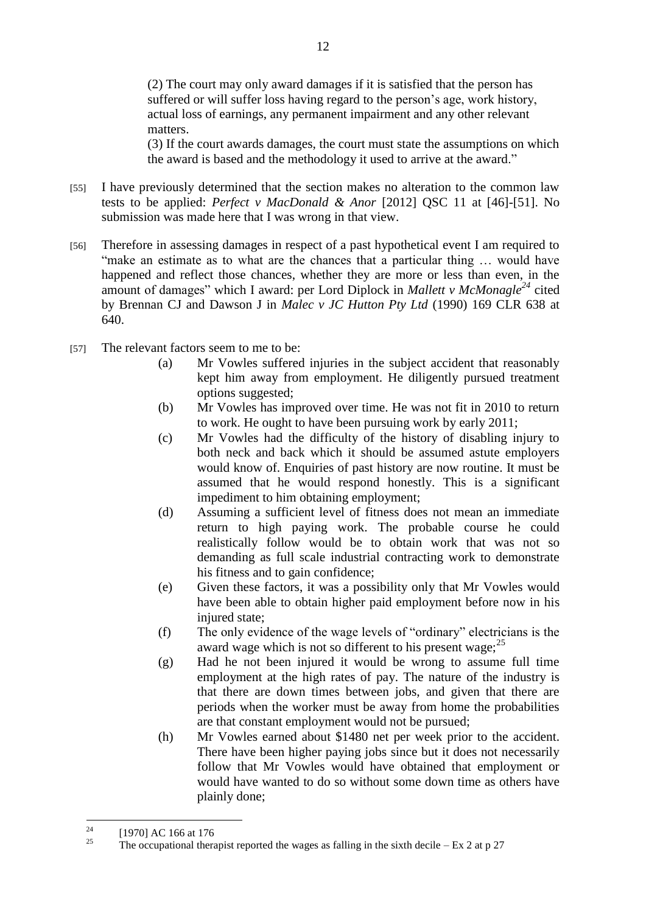> (2) The court may only award damages if it is satisfied that the person has suffered or will suffer loss having regard to the person's age, work history, actual loss of earnings, any permanent impairment and any other relevant matters.
>
> (3) If the court awards damages, the court must state the assumptions on which the award is based and the methodology it used to arrive at the award."

[55] I have previously determined that the section makes no alteration to the common law tests to be applied: *Perfect v MacDonald & Anor* [2012] QSC 11 at [46]-[51]. No submission was made here that I was wrong in that view.

[56] Therefore in assessing damages in respect of a past hypothetical event I am required to "make an estimate as to what are the chances that a particular thing … would have happened and reflect those chances, whether they are more or less than even, in the amount of damages" which I award: per Lord Diplock in *Mallett v McMonagle*[24] cited by Brennan CJ and Dawson J in *Malec v JC Hutton Pty Ltd* (1990) 169 CLR 638 at 640.

[57] The relevant factors seem to me to be:

(a) Mr Vowles suffered injuries in the subject accident that reasonably kept him away from employment. He diligently pursued treatment options suggested;

(b) Mr Vowles has improved over time. He was not fit in 2010 to return to work. He ought to have been pursuing work by early 2011;

(c) Mr Vowles had the difficulty of the history of disabling injury to both neck and back which it should be assumed astute employers would know of. Enquiries of past history are now routine. It must be assumed that he would respond honestly. This is a significant impediment to him obtaining employment;

(d) Assuming a sufficient level of fitness does not mean an immediate return to high paying work. The probable course he could realistically follow would be to obtain work that was not so demanding as full scale industrial contracting work to demonstrate his fitness and to gain confidence;

(e) Given these factors, it was a possibility only that Mr Vowles would have been able to obtain higher paid employment before now in his injured state;

(f) The only evidence of the wage levels of "ordinary" electricians is the award wage which is not so different to his present wage;[25]

(g) Had he not been injured it would be wrong to assume full time employment at the high rates of pay. The nature of the industry is that there are down times between jobs, and given that there are periods when the worker must be away from home the probabilities are that constant employment would not be pursued;

(h) Mr Vowles earned about $1480 net per week prior to the accident. There have been higher paying jobs since but it does not necessarily follow that Mr Vowles would have obtained that employment or would have wanted to do so without some down time as others have plainly done;

---

[24] [1970] AC 166 at 176

[25] The occupational therapist reported the wages as falling in the sixth decile – Ex 2 at p 27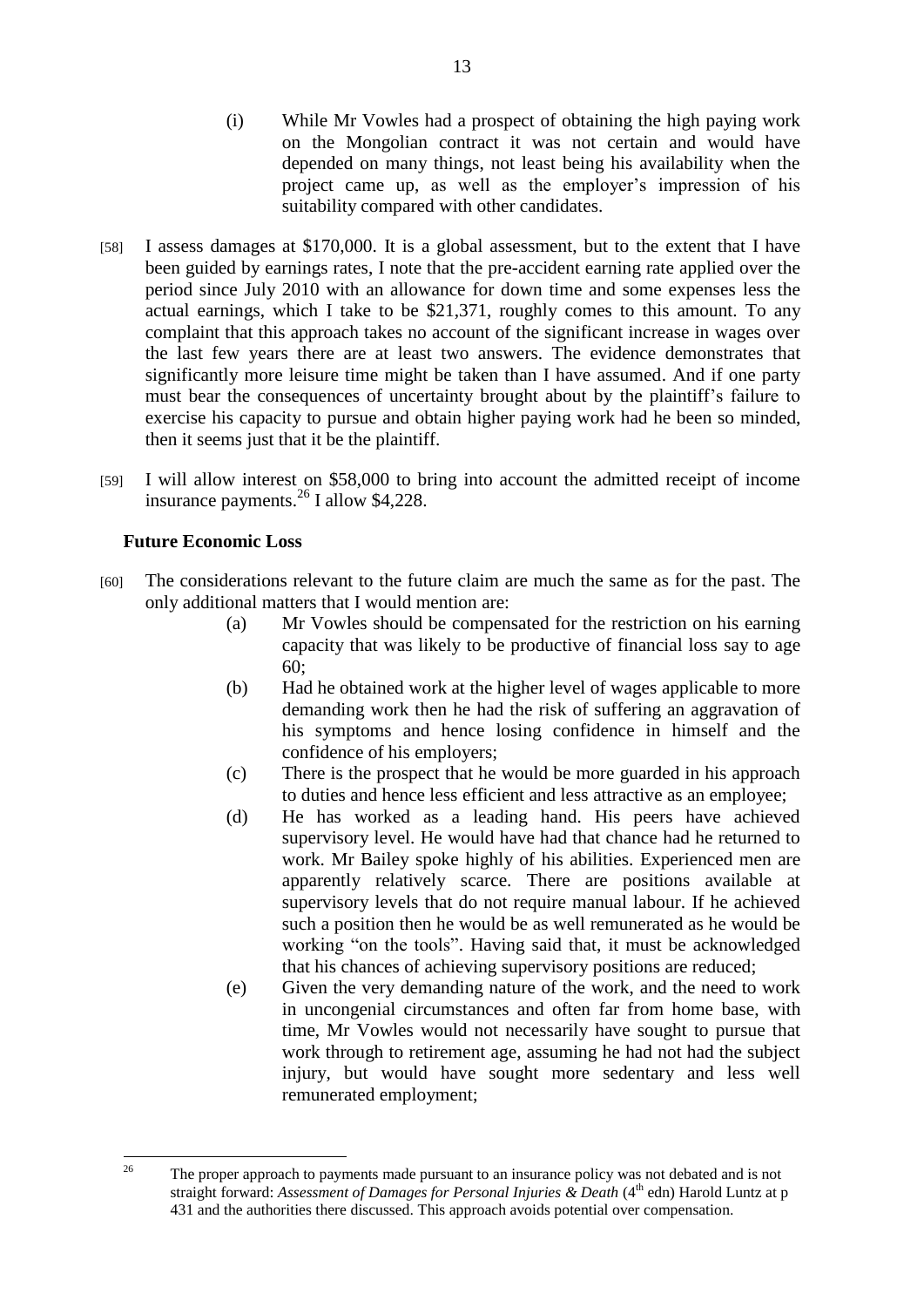(i) While Mr Vowles had a prospect of obtaining the high paying work on the Mongolian contract it was not certain and would have depended on many things, not least being his availability when the project came up, as well as the employer's impression of his suitability compared with other candidates.

[58] I assess damages at $170,000. It is a global assessment, but to the extent that I have been guided by earnings rates, I note that the pre-accident earning rate applied over the period since July 2010 with an allowance for down time and some expenses less the actual earnings, which I take to be $21,371, roughly comes to this amount. To any complaint that this approach takes no account of the significant increase in wages over the last few years there are at least two answers. The evidence demonstrates that significantly more leisure time might be taken than I have assumed. And if one party must bear the consequences of uncertainty brought about by the plaintiff's failure to exercise his capacity to pursue and obtain higher paying work had he been so minded, then it seems just that it be the plaintiff.

[59] I will allow interest on $58,000 to bring into account the admitted receipt of income insurance payments.[26] I allow $4,228.

## Future Economic Loss

[60] The considerations relevant to the future claim are much the same as for the past. The only additional matters that I would mention are:

(a) Mr Vowles should be compensated for the restriction on his earning capacity that was likely to be productive of financial loss say to age 60;

(b) Had he obtained work at the higher level of wages applicable to more demanding work then he had the risk of suffering an aggravation of his symptoms and hence losing confidence in himself and the confidence of his employers;

(c) There is the prospect that he would be more guarded in his approach to duties and hence less efficient and less attractive as an employee;

(d) He has worked as a leading hand. His peers have achieved supervisory level. He would have had that chance had he returned to work. Mr Bailey spoke highly of his abilities. Experienced men are apparently relatively scarce. There are positions available at supervisory levels that do not require manual labour. If he achieved such a position then he would be as well remunerated as he would be working "on the tools". Having said that, it must be acknowledged that his chances of achieving supervisory positions are reduced;

(e) Given the very demanding nature of the work, and the need to work in uncongenial circumstances and often far from home base, with time, Mr Vowles would not necessarily have sought to pursue that work through to retirement age, assuming he had not had the subject injury, but would have sought more sedentary and less well remunerated employment;

---

[26] The proper approach to payments made pursuant to an insurance policy was not debated and is not straight forward: *Assessment of Damages for Personal Injuries & Death* (4th edn) Harold Luntz at p 431 and the authorities there discussed. This approach avoids potential over compensation.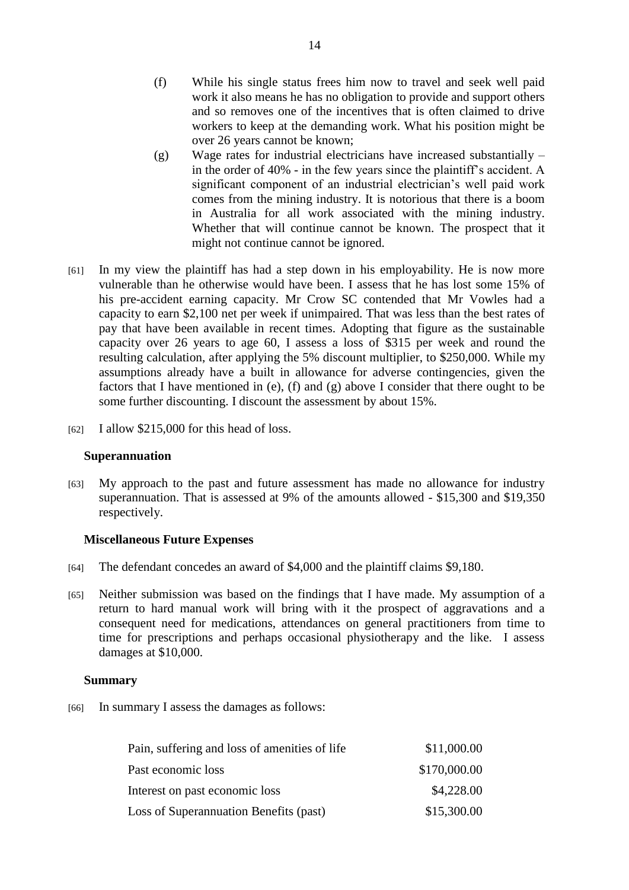(f) While his single status frees him now to travel and seek well paid work it also means he has no obligation to provide and support others and so removes one of the incentives that is often claimed to drive workers to keep at the demanding work. What his position might be over 26 years cannot be known;

(g) Wage rates for industrial electricians have increased substantially – in the order of 40% - in the few years since the plaintiff's accident. A significant component of an industrial electrician's well paid work comes from the mining industry. It is notorious that there is a boom in Australia for all work associated with the mining industry. Whether that will continue cannot be known. The prospect that it might not continue cannot be ignored.

[61] In my view the plaintiff has had a step down in his employability. He is now more vulnerable than he otherwise would have been. I assess that he has lost some 15% of his pre-accident earning capacity. Mr Crow SC contended that Mr Vowles had a capacity to earn $2,100 net per week if unimpaired. That was less than the best rates of pay that have been available in recent times. Adopting that figure as the sustainable capacity over 26 years to age 60, I assess a loss of $315 per week and round the resulting calculation, after applying the 5% discount multiplier, to $250,000. While my assumptions already have a built in allowance for adverse contingencies, given the factors that I have mentioned in (e), (f) and (g) above I consider that there ought to be some further discounting. I discount the assessment by about 15%.

[62] I allow $215,000 for this head of loss.

### Superannuation

[63] My approach to the past and future assessment has made no allowance for industry superannuation. That is assessed at 9% of the amounts allowed - $15,300 and $19,350 respectively.

### Miscellaneous Future Expenses

[64] The defendant concedes an award of $4,000 and the plaintiff claims $9,180.

[65] Neither submission was based on the findings that I have made. My assumption of a return to hard manual work will bring with it the prospect of aggravations and a consequent need for medications, attendances on general practitioners from time to time for prescriptions and perhaps occasional physiotherapy and the like. I assess damages at $10,000.

### Summary

[66] In summary I assess the damages as follows:

| | |
|---|---|
| Pain, suffering and loss of amenities of life | $11,000.00 |
| Past economic loss | $170,000.00 |
| Interest on past economic loss | $4,228.00 |
| Loss of Superannuation Benefits (past) | $15,300.00 |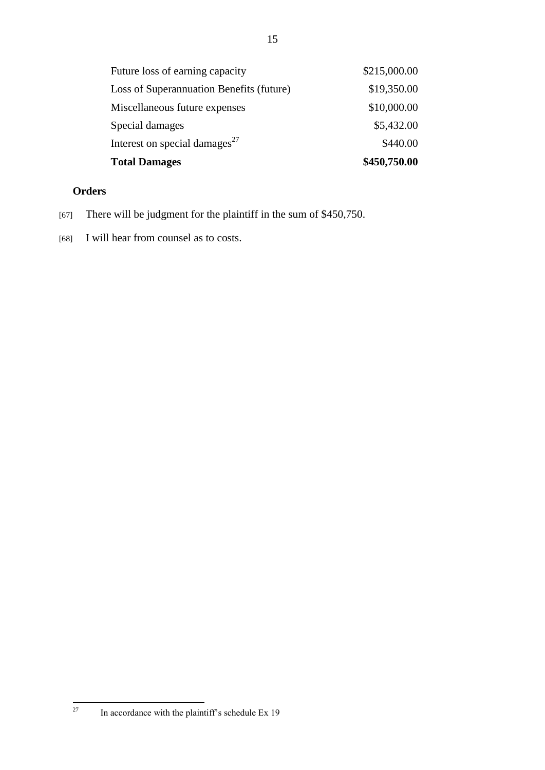| | |
|---|---|
| Future loss of earning capacity | $215,000.00 |
| Loss of Superannuation Benefits (future) | $19,350.00 |
| Miscellaneous future expenses | $10,000.00 |
| Special damages | $5,432.00 |
| Interest on special damages[27] | $440.00 |
| **Total Damages** | **$450,750.00** |

**Orders**

[67] There will be judgment for the plaintiff in the sum of $450,750.

[68] I will hear from counsel as to costs.

---

[27] In accordance with the plaintiff's schedule Ex 19